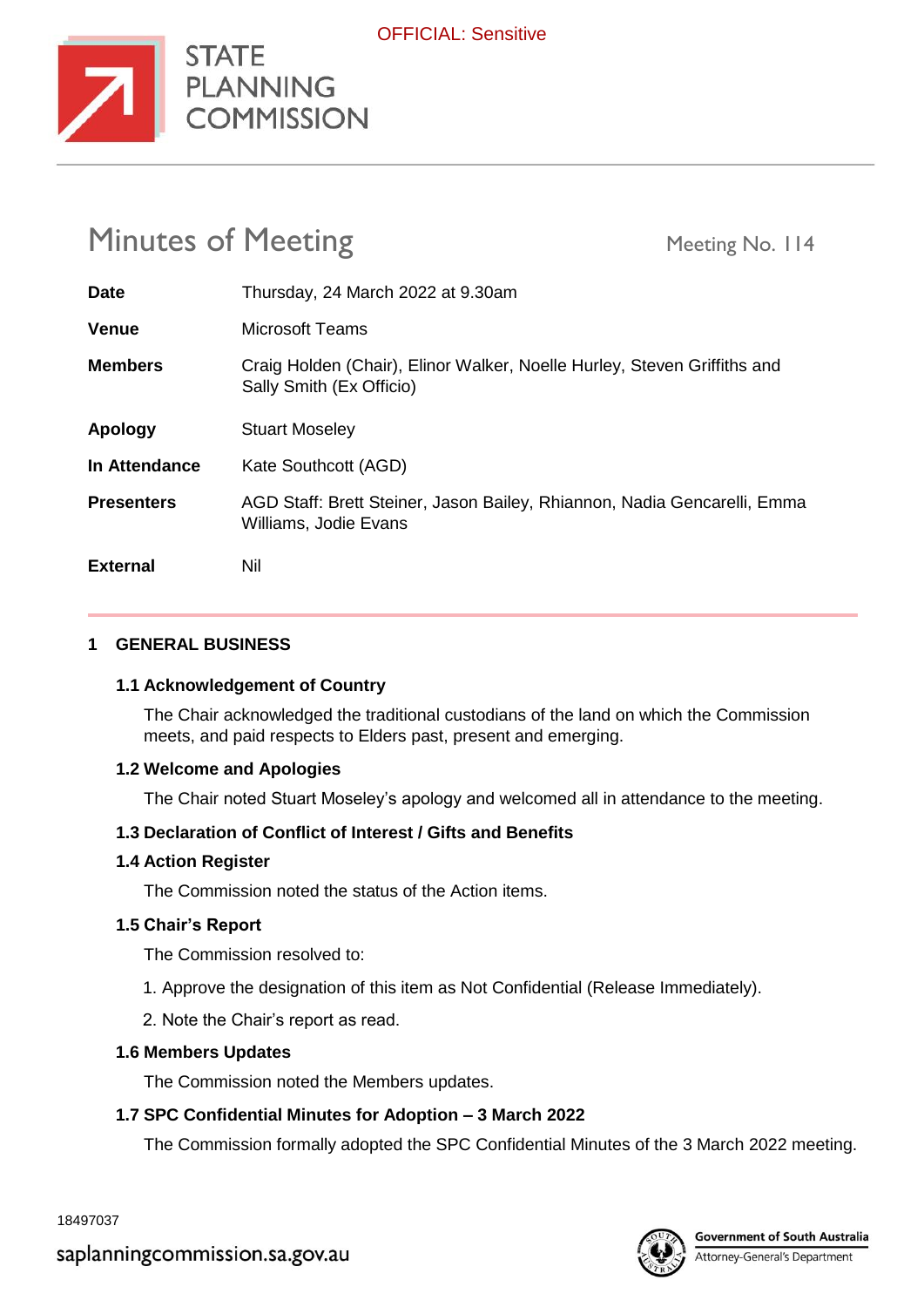OFFICIAL: Sensitive

# STATE PLANNING COMMISSION

## Minutes of Meeting

Meeting No. 114

| | |
|---|---|
| **Date** | Thursday, 24 March 2022 at 9.30am |
| **Venue** | Microsoft Teams |
| **Members** | Craig Holden (Chair), Elinor Walker, Noelle Hurley, Steven Griffiths and Sally Smith (Ex Officio) |
| **Apology** | Stuart Moseley |
| **In Attendance** | Kate Southcott (AGD) |
| **Presenters** | AGD Staff: Brett Steiner, Jason Bailey, Rhiannon, Nadia Gencarelli, Emma Williams, Jodie Evans |
| **External** | Nil |

### 1 GENERAL BUSINESS

#### 1.1 Acknowledgement of Country

The Chair acknowledged the traditional custodians of the land on which the Commission meets, and paid respects to Elders past, present and emerging.

#### 1.2 Welcome and Apologies

The Chair noted Stuart Moseley's apology and welcomed all in attendance to the meeting.

#### 1.3 Declaration of Conflict of Interest / Gifts and Benefits

#### 1.4 Action Register

The Commission noted the status of the Action items.

#### 1.5 Chair's Report

The Commission resolved to:

1. Approve the designation of this item as Not Confidential (Release Immediately).
2. Note the Chair's report as read.

#### 1.6 Members Updates

The Commission noted the Members updates.

#### 1.7 SPC Confidential Minutes for Adoption – 3 March 2022

The Commission formally adopted the SPC Confidential Minutes of the 3 March 2022 meeting.

18497037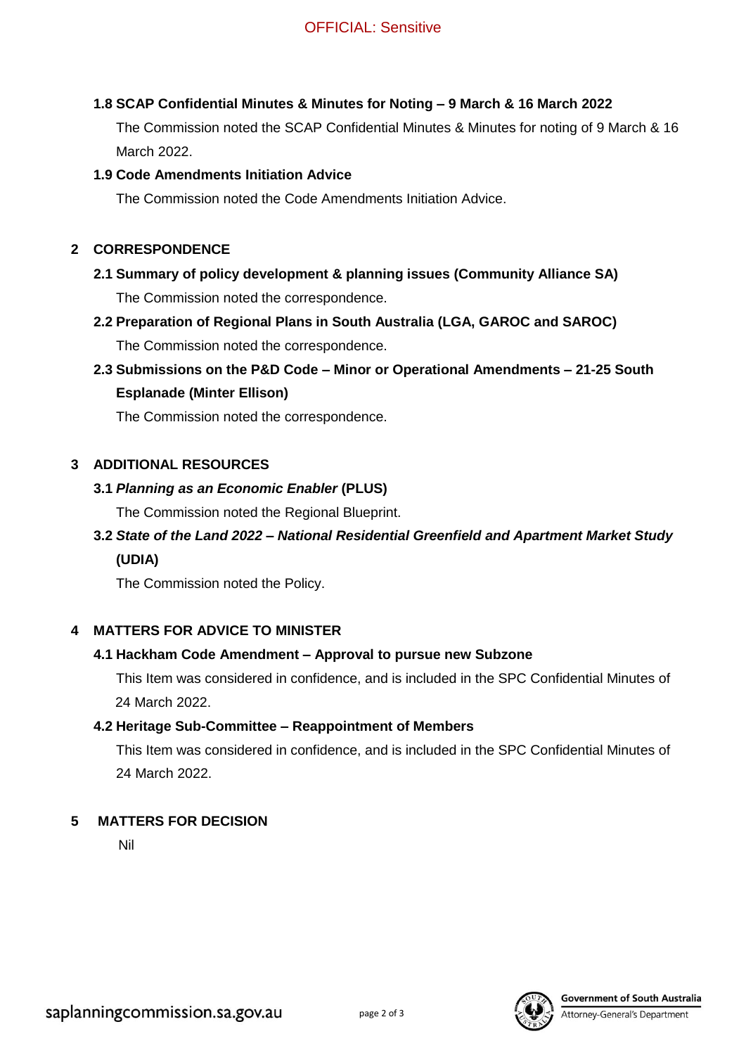### 1.8 SCAP Confidential Minutes & Minutes for Noting – 9 March & 16 March 2022

The Commission noted the SCAP Confidential Minutes & Minutes for noting of 9 March & 16 March 2022.

### 1.9 Code Amendments Initiation Advice

The Commission noted the Code Amendments Initiation Advice.

## 2 CORRESPONDENCE

### 2.1 Summary of policy development & planning issues (Community Alliance SA)

The Commission noted the correspondence.

### 2.2 Preparation of Regional Plans in South Australia (LGA, GAROC and SAROC)

The Commission noted the correspondence.

### 2.3 Submissions on the P&D Code – Minor or Operational Amendments – 21-25 South Esplanade (Minter Ellison)

The Commission noted the correspondence.

## 3 ADDITIONAL RESOURCES

### 3.1 *Planning as an Economic Enabler* (PLUS)

The Commission noted the Regional Blueprint.

### 3.2 *State of the Land 2022 – National Residential Greenfield and Apartment Market Study* (UDIA)

The Commission noted the Policy.

## 4 MATTERS FOR ADVICE TO MINISTER

### 4.1 Hackham Code Amendment – Approval to pursue new Subzone

This Item was considered in confidence, and is included in the SPC Confidential Minutes of 24 March 2022.

### 4.2 Heritage Sub-Committee – Reappointment of Members

This Item was considered in confidence, and is included in the SPC Confidential Minutes of 24 March 2022.

## 5 MATTERS FOR DECISION

Nil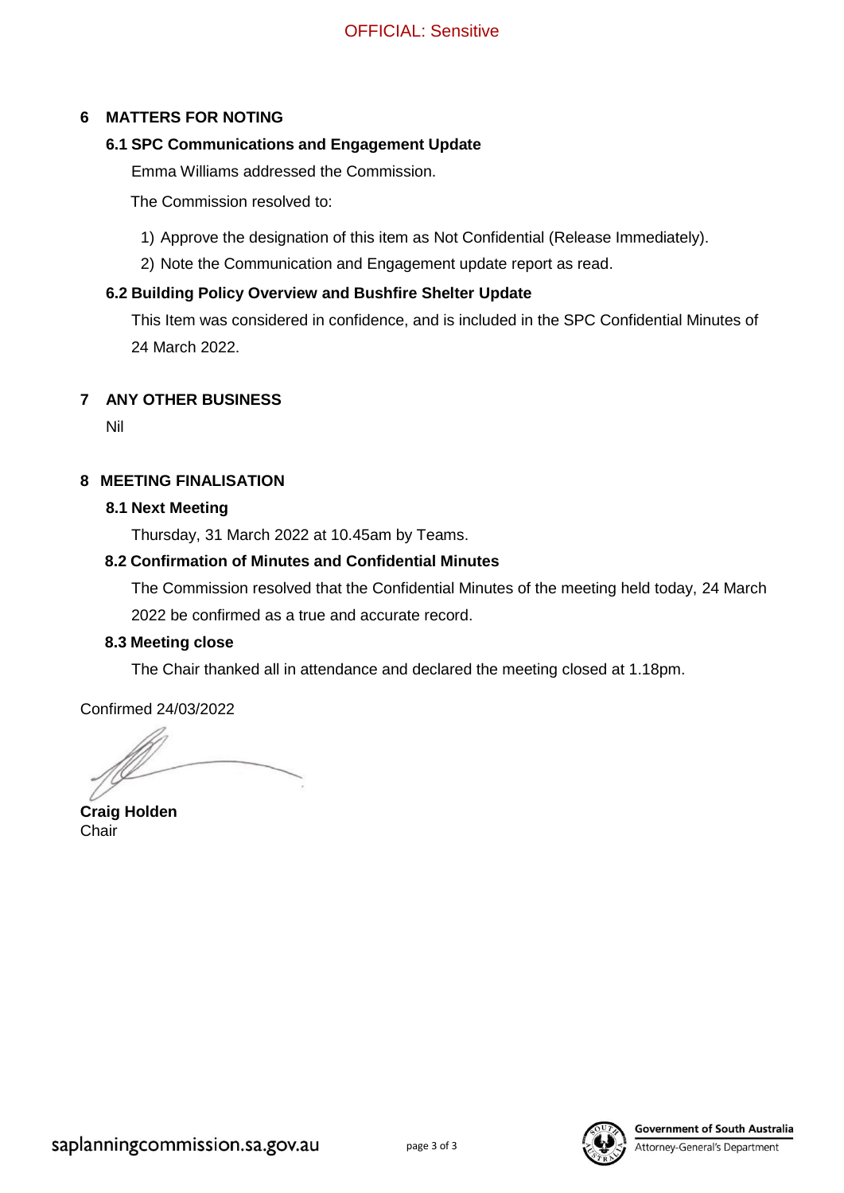## 6 MATTERS FOR NOTING

### 6.1 SPC Communications and Engagement Update

Emma Williams addressed the Commission.

The Commission resolved to:

1) Approve the designation of this item as Not Confidential (Release Immediately).
2) Note the Communication and Engagement update report as read.

### 6.2 Building Policy Overview and Bushfire Shelter Update

This Item was considered in confidence, and is included in the SPC Confidential Minutes of 24 March 2022.

## 7 ANY OTHER BUSINESS

Nil

## 8 MEETING FINALISATION

### 8.1 Next Meeting

Thursday, 31 March 2022 at 10.45am by Teams.

### 8.2 Confirmation of Minutes and Confidential Minutes

The Commission resolved that the Confidential Minutes of the meeting held today, 24 March 2022 be confirmed as a true and accurate record.

### 8.3 Meeting close

The Chair thanked all in attendance and declared the meeting closed at 1.18pm.

Confirmed 24/03/2022

**Craig Holden**
Chair